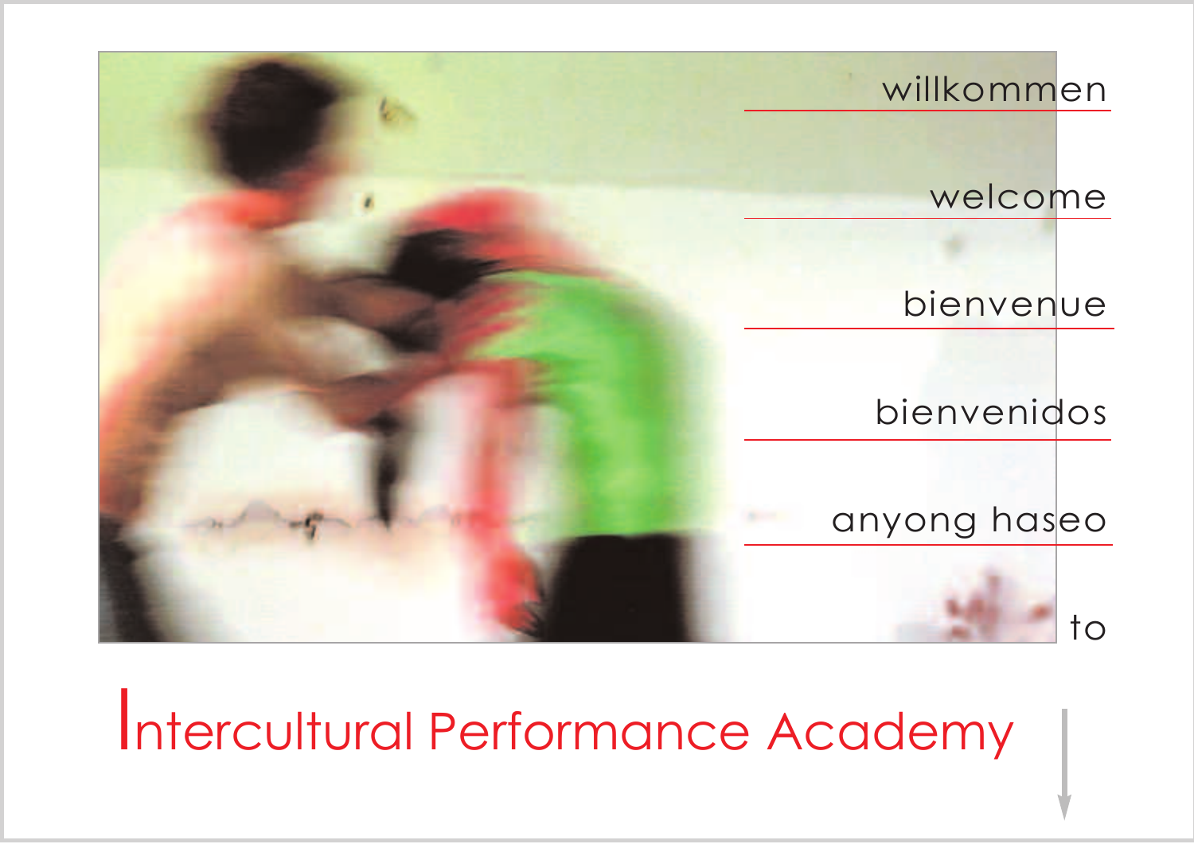willkommen

welcome

bienvenue

bienvenidos

anyong haseo

to

# Intercultural Performance Academy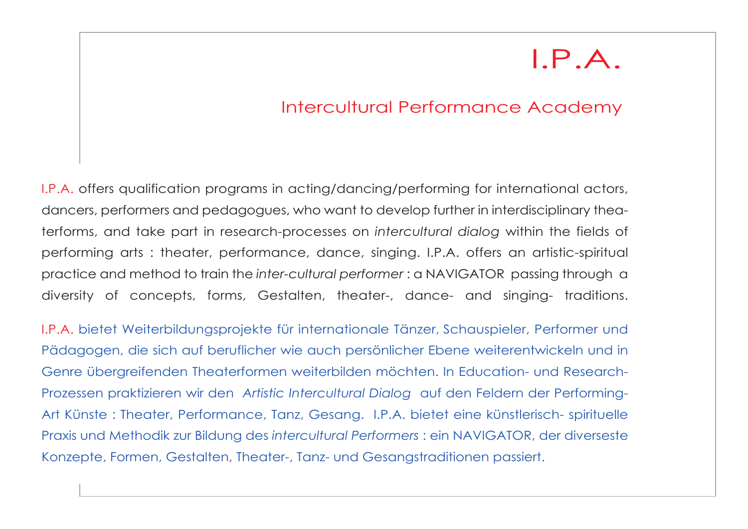# I.P.A.

## Intercultural Performance Academy

I.P.A. offers qualification programs in acting/dancing/performing for international actors, dancers, performers and pedagogues, who want to develop further in interdisciplinary theaterforms, and take part in research-processes on *intercultural dialog* within the fields of performing arts : theater, performance, dance, singing. I.P.A. offers an artistic-spiritual practice and method to train the *inter-cultural performer* : a NAVIGATOR passing through a diversity of concepts, forms, Gestalten, theater-, dance- and singing- traditions.

I.P.A. bietet Weiterbildungsprojekte für internationale Tänzer, Schauspieler, Performer und Pädagogen, die sich auf beruflicher wie auch persönlicher Ebene weiterentwickeln und in Genre übergreifenden Theaterformen weiterbilden möchten. In Education- und Research-Prozessen praktizieren wir den *Artistic Intercultural Dialog* auf den Feldern der Performing-Art Künste : Theater, Performance, Tanz, Gesang. I.P.A. bietet eine künstlerisch- spirituelle Praxis und Methodik zur Bildung des *intercultural Performers* : ein NAVIGATOR, der diverseste Konzepte, Formen, Gestalten, Theater-, Tanz- und Gesangstraditionen passiert.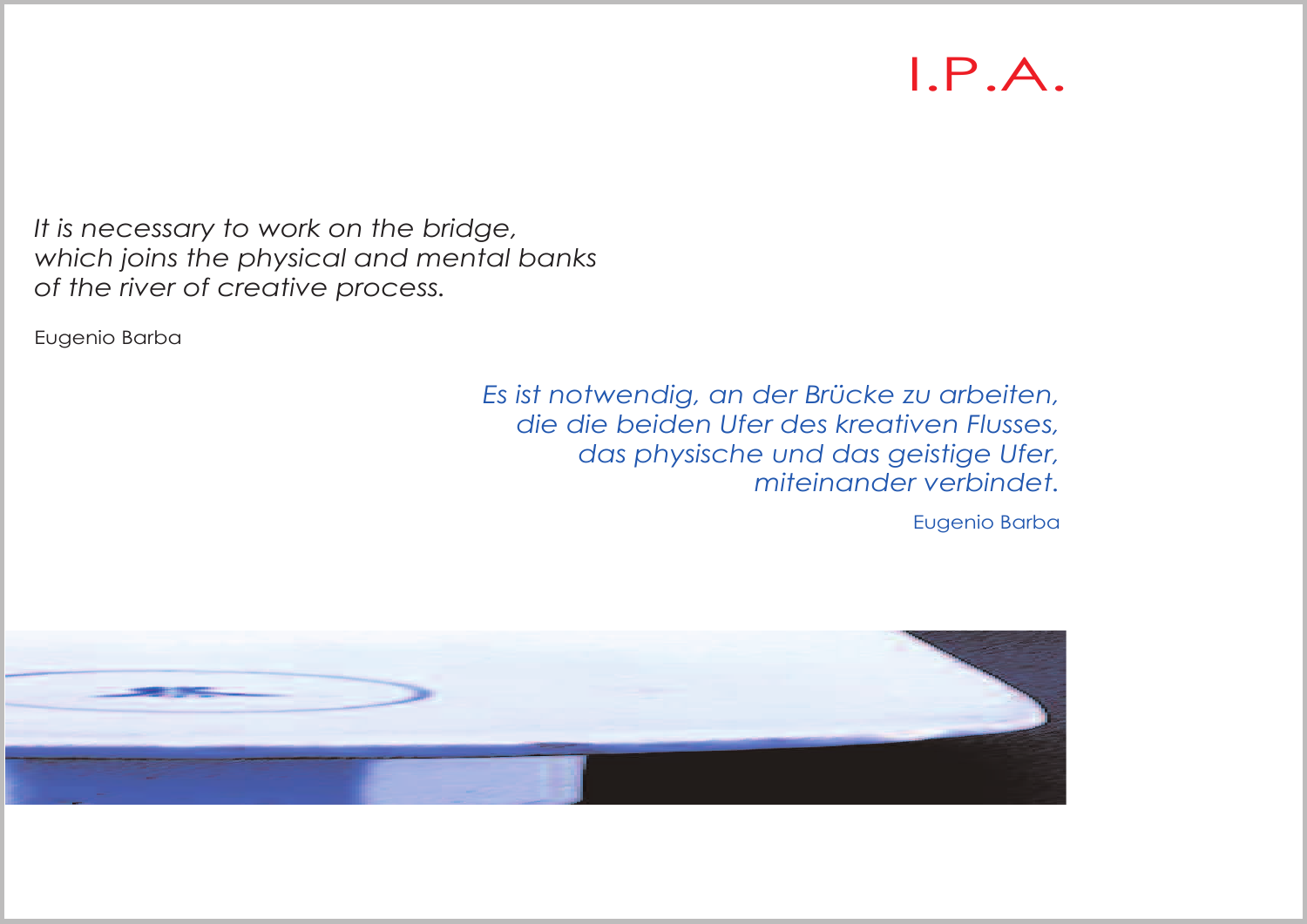# I.P.A.

*It is necessary to work on the bridge,*
*which joins the physical and mental banks*
*of the river of creative process.*

Eugenio Barba

*Es ist notwendig, an der Brücke zu arbeiten,*
*die die beiden Ufer des kreativen Flusses,*
*das physische und das geistige Ufer,*
*miteinander verbindet.*

Eugenio Barba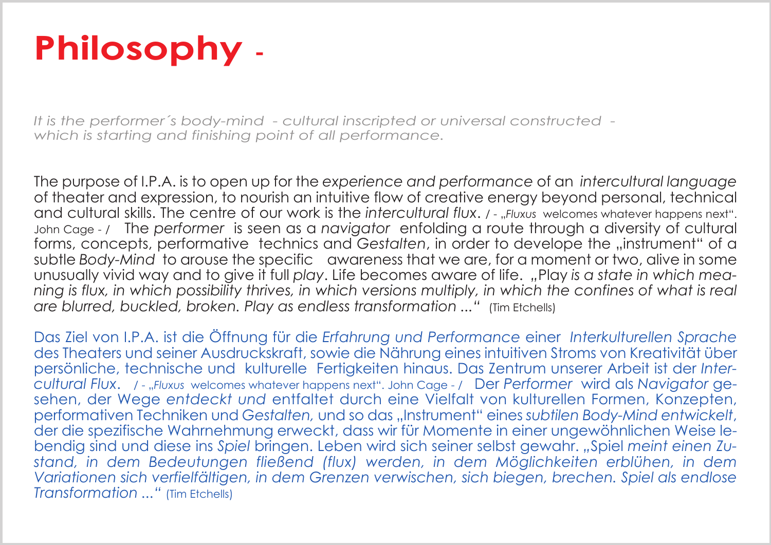# Philosophy -

*It is the performer´s body-mind - cultural inscripted or universal constructed - which is starting and finishing point of all performance.*

The purpose of I.P.A. is to open up for the *experience and performance* of an *intercultural language* of theater and expression, to nourish an intuitive flow of creative energy beyond personal, technical and cultural skills. The centre of our work is the *intercultural flux*. / - „*Fluxus* welcomes whatever happens next". John Cage - / The *performer* is seen as a *navigator* enfolding a route through a diversity of cultural forms, concepts, performative technics and *Gestalten*, in order to develope the „instrument" of a subtle *Body-Mind* to arouse the specific awareness that we are, for a moment or two, alive in some unusually vivid way and to give it full *play*. Life becomes aware of life. „Play *is a state in which meaning is flux, in which possibility thrives, in which versions multiply, in which the confines of what is real are blurred, buckled, broken. Play as endless transformation ...*" (Tim Etchells)

Das Ziel von I.P.A. ist die Öffnung für die *Erfahrung und Performance* einer *Interkulturellen Sprache* des Theaters und seiner Ausdruckskraft, sowie die Nährung eines intuitiven Stroms von Kreativität über persönliche, technische und kulturelle Fertigkeiten hinaus. Das Zentrum unserer Arbeit ist der *Intercultural Flux*. / - „*Fluxus* welcomes whatever happens next". John Cage - / Der *Performer* wird als *Navigator* gesehen, der Wege *entdeckt und* entfaltet durch eine Vielfalt von kulturellen Formen, Konzepten, performativen Techniken und *Gestalten,* und so das „Instrument" eines *subtilen Body-Mind entwickelt*, der die spezifische Wahrnehmung erweckt, dass wir für Momente in einer ungewöhnlichen Weise lebendig sind und diese ins *Spiel* bringen. Leben wird sich seiner selbst gewahr. „Spiel *meint einen Zustand, in dem Bedeutungen fließend (flux) werden, in dem Möglichkeiten erblühen, in dem Variationen sich verfielfältigen, in dem Grenzen verwischen, sich biegen, brechen. Spiel als endlose Transformation ...*" (Tim Etchells)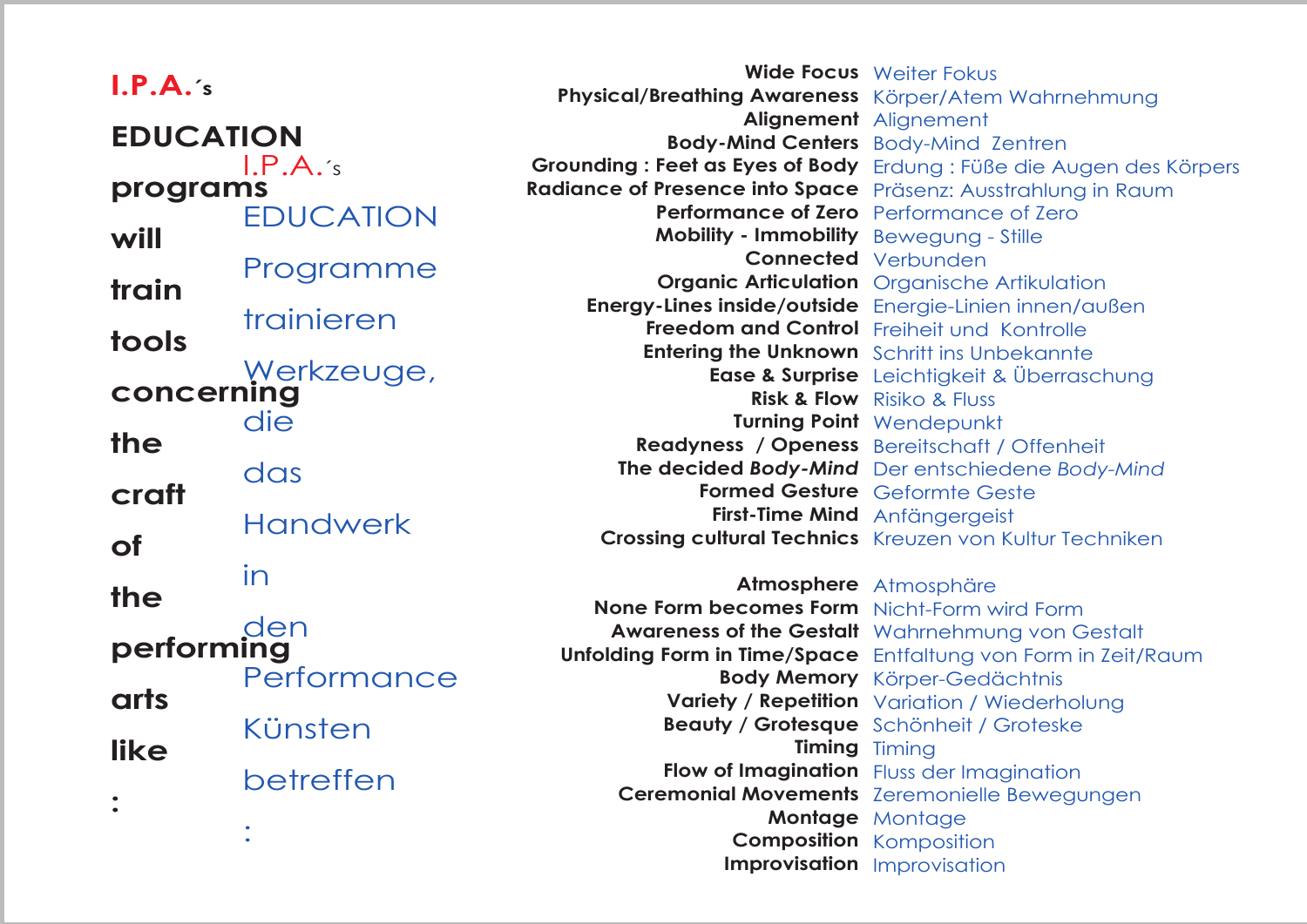**I.P.A.´s EDUCATION programs will train tools concerning the craft of the performing arts like :**

I.P.A.´s EDUCATION Programme trainieren Werkzeuge, die das Handwerk in den Performance Künsten betreffen :

| English | Deutsch |
|---|---|
| **Wide Focus** | Weiter Fokus |
| **Physical/Breathing Awareness** | Körper/Atem Wahrnehmung |
| **Alignement** | Alignement |
| **Body-Mind Centers** | Body-Mind Zentren |
| **Grounding : Feet as Eyes of Body** | Erdung : Füße die Augen des Körpers |
| **Radiance of Presence into Space** | Präsenz: Ausstrahlung in Raum |
| **Performance of Zero** | Performance of Zero |
| **Mobility - Immobility** | Bewegung - Stille |
| **Connected** | Verbunden |
| **Organic Articulation** | Organische Artikulation |
| **Energy-Lines inside/outside** | Energie-Linien innen/außen |
| **Freedom and Control** | Freiheit und Kontrolle |
| **Entering the Unknown** | Schritt ins Unbekannte |
| **Ease & Surprise** | Leichtigkeit & Überraschung |
| **Risk & Flow** | Risiko & Fluss |
| **Turning Point** | Wendepunkt |
| **Readyness / Openess** | Bereitschaft / Offenheit |
| **The decided *Body-Mind*** | Der entschiedene *Body-Mind* |
| **Formed Gesture** | Geformte Geste |
| **First-Time Mind** | Anfängergeist |
| **Crossing cultural Technics** | Kreuzen von Kultur Techniken |
| | |
| **Atmosphere** | Atmosphäre |
| **None Form becomes Form** | Nicht-Form wird Form |
| **Awareness of the Gestalt** | Wahrnehmung von Gestalt |
| **Unfolding Form in Time/Space** | Entfaltung von Form in Zeit/Raum |
| **Body Memory** | Körper-Gedächtnis |
| **Variety / Repetition** | Variation / Wiederholung |
| **Beauty / Grotesque** | Schönheit / Groteske |
| **Timing** | Timing |
| **Flow of Imagination** | Fluss der Imagination |
| **Ceremonial Movements** | Zeremonielle Bewegungen |
| **Montage** | Montage |
| **Composition** | Komposition |
| **Improvisation** | Improvisation |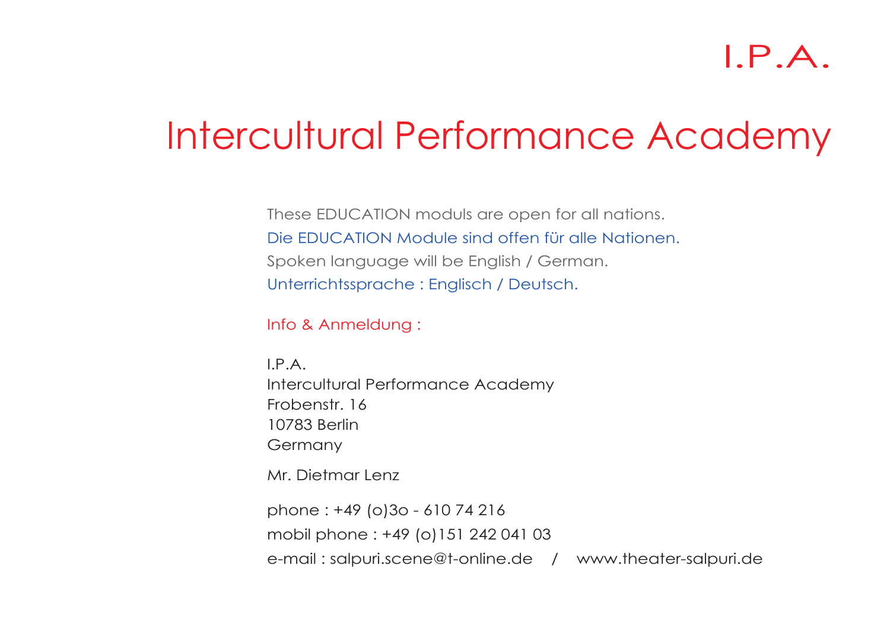I.P.A.

# Intercultural Performance Academy

These EDUCATION moduls are open for all nations.
Die EDUCATION Module sind offen für alle Nationen.
Spoken language will be English / German.
Unterrichtssprache : Englisch / Deutsch.

Info & Anmeldung :

I.P.A.
Intercultural Performance Academy
Frobenstr. 16
10783 Berlin
Germany

Mr. Dietmar Lenz

phone : +49 (o)3o - 610 74 216
mobil phone : +49 (o)151 242 041 03
e-mail : salpuri.scene@t-online.de / www.theater-salpuri.de